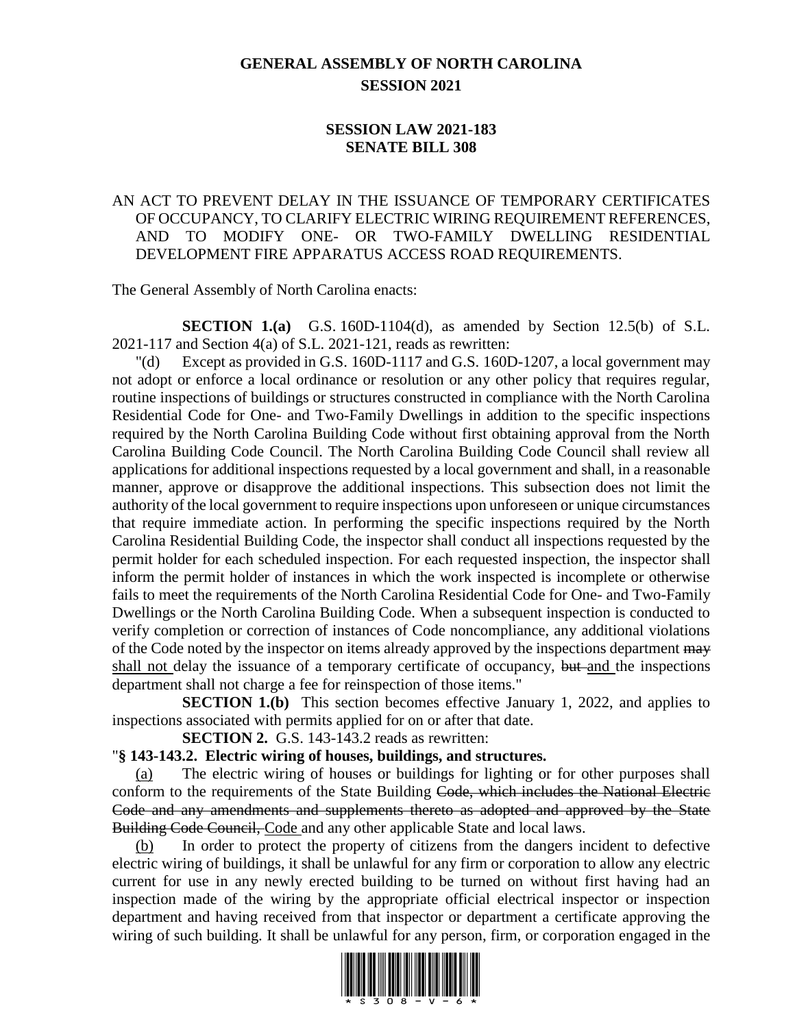# GENERAL ASSEMBLY OF NORTH CAROLINA
## SESSION 2021

## SESSION LAW 2021-183
## SENATE BILL 308

AN ACT TO PREVENT DELAY IN THE ISSUANCE OF TEMPORARY CERTIFICATES OF OCCUPANCY, TO CLARIFY ELECTRIC WIRING REQUIREMENT REFERENCES, AND TO MODIFY ONE- OR TWO-FAMILY DWELLING RESIDENTIAL DEVELOPMENT FIRE APPARATUS ACCESS ROAD REQUIREMENTS.

The General Assembly of North Carolina enacts:

**SECTION 1.(a)** G.S. 160D-1104(d), as amended by Section 12.5(b) of S.L. 2021-117 and Section 4(a) of S.L. 2021-121, reads as rewritten:

"(d) Except as provided in G.S. 160D-1117 and G.S. 160D-1207, a local government may not adopt or enforce a local ordinance or resolution or any other policy that requires regular, routine inspections of buildings or structures constructed in compliance with the North Carolina Residential Code for One- and Two-Family Dwellings in addition to the specific inspections required by the North Carolina Building Code without first obtaining approval from the North Carolina Building Code Council. The North Carolina Building Code Council shall review all applications for additional inspections requested by a local government and shall, in a reasonable manner, approve or disapprove the additional inspections. This subsection does not limit the authority of the local government to require inspections upon unforeseen or unique circumstances that require immediate action. In performing the specific inspections required by the North Carolina Residential Building Code, the inspector shall conduct all inspections requested by the permit holder for each scheduled inspection. For each requested inspection, the inspector shall inform the permit holder of instances in which the work inspected is incomplete or otherwise fails to meet the requirements of the North Carolina Residential Code for One- and Two-Family Dwellings or the North Carolina Building Code. When a subsequent inspection is conducted to verify completion or correction of instances of Code noncompliance, any additional violations of the Code noted by the inspector on items already approved by the inspections department ~~may~~ <u>shall not</u> delay the issuance of a temporary certificate of occupancy, ~~but~~ <u>and</u> the inspections department shall not charge a fee for reinspection of those items."

**SECTION 1.(b)** This section becomes effective January 1, 2022, and applies to inspections associated with permits applied for on or after that date.

**SECTION 2.** G.S. 143-143.2 reads as rewritten:

"**§ 143-143.2. Electric wiring of houses, buildings, and structures.**

<u>(a)</u> The electric wiring of houses or buildings for lighting or for other purposes shall conform to the requirements of the State Building ~~Code, which includes the National Electric Code and any amendments and supplements thereto as adopted and approved by the State Building Code Council,~~ <u>Code</u> and any other applicable State and local laws.

<u>(b)</u> In order to protect the property of citizens from the dangers incident to defective electric wiring of buildings, it shall be unlawful for any firm or corporation to allow any electric current for use in any newly erected building to be turned on without first having had an inspection made of the wiring by the appropriate official electrical inspector or inspection department and having received from that inspector or department a certificate approving the wiring of such building. It shall be unlawful for any person, firm, or corporation engaged in the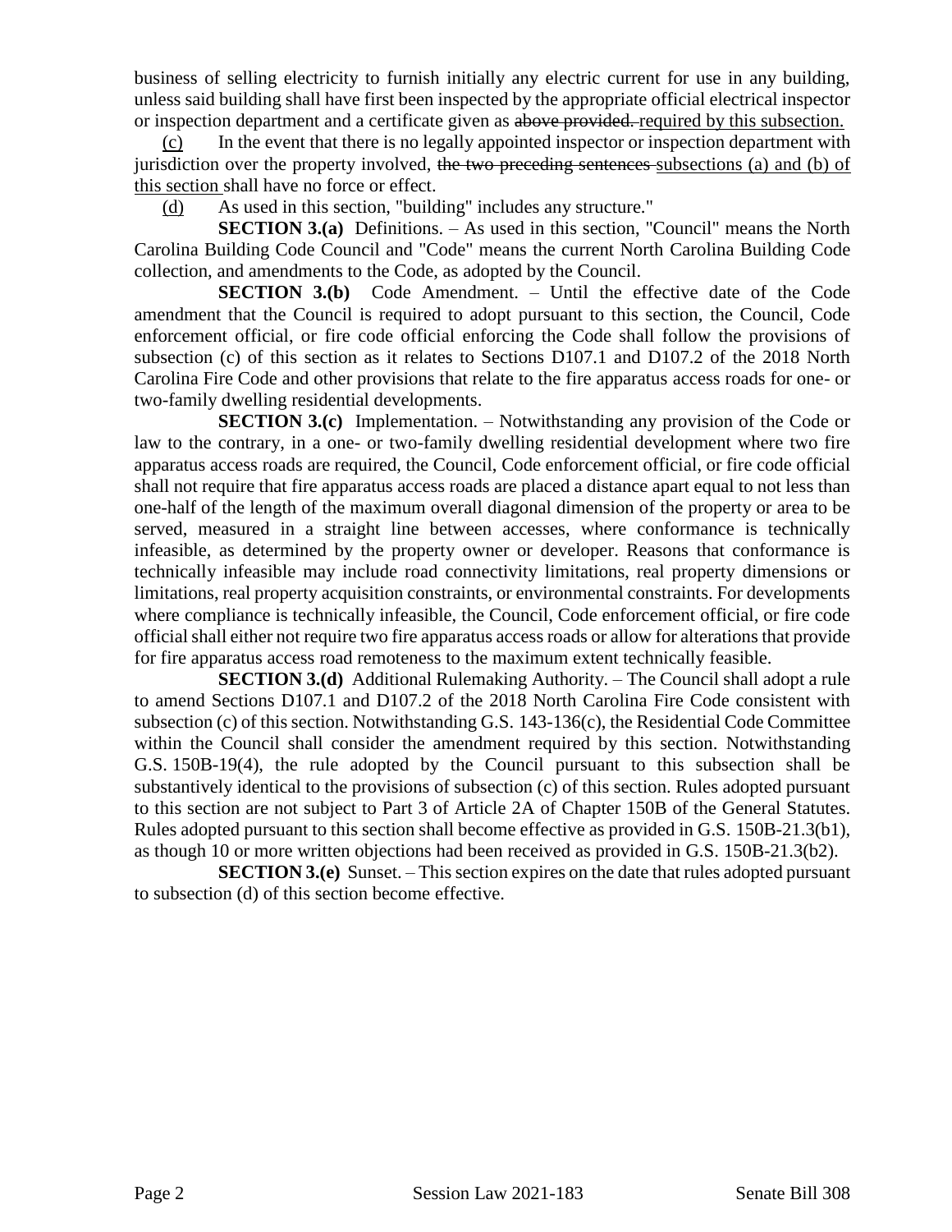business of selling electricity to furnish initially any electric current for use in any building, unless said building shall have first been inspected by the appropriate official electrical inspector or inspection department and a certificate given as ~~above provided.~~ required by this subsection.

(c) In the event that there is no legally appointed inspector or inspection department with jurisdiction over the property involved, ~~the two preceding sentences~~ subsections (a) and (b) of this section shall have no force or effect.

(d) As used in this section, "building" includes any structure."

**SECTION 3.(a)** Definitions. – As used in this section, "Council" means the North Carolina Building Code Council and "Code" means the current North Carolina Building Code collection, and amendments to the Code, as adopted by the Council.

**SECTION 3.(b)** Code Amendment. – Until the effective date of the Code amendment that the Council is required to adopt pursuant to this section, the Council, Code enforcement official, or fire code official enforcing the Code shall follow the provisions of subsection (c) of this section as it relates to Sections D107.1 and D107.2 of the 2018 North Carolina Fire Code and other provisions that relate to the fire apparatus access roads for one- or two-family dwelling residential developments.

**SECTION 3.(c)** Implementation. – Notwithstanding any provision of the Code or law to the contrary, in a one- or two-family dwelling residential development where two fire apparatus access roads are required, the Council, Code enforcement official, or fire code official shall not require that fire apparatus access roads are placed a distance apart equal to not less than one-half of the length of the maximum overall diagonal dimension of the property or area to be served, measured in a straight line between accesses, where conformance is technically infeasible, as determined by the property owner or developer. Reasons that conformance is technically infeasible may include road connectivity limitations, real property dimensions or limitations, real property acquisition constraints, or environmental constraints. For developments where compliance is technically infeasible, the Council, Code enforcement official, or fire code official shall either not require two fire apparatus access roads or allow for alterations that provide for fire apparatus access road remoteness to the maximum extent technically feasible.

**SECTION 3.(d)** Additional Rulemaking Authority. – The Council shall adopt a rule to amend Sections D107.1 and D107.2 of the 2018 North Carolina Fire Code consistent with subsection (c) of this section. Notwithstanding G.S. 143-136(c), the Residential Code Committee within the Council shall consider the amendment required by this section. Notwithstanding G.S. 150B-19(4), the rule adopted by the Council pursuant to this subsection shall be substantively identical to the provisions of subsection (c) of this section. Rules adopted pursuant to this section are not subject to Part 3 of Article 2A of Chapter 150B of the General Statutes. Rules adopted pursuant to this section shall become effective as provided in G.S. 150B-21.3(b1), as though 10 or more written objections had been received as provided in G.S. 150B-21.3(b2).

**SECTION 3.(e)** Sunset. – This section expires on the date that rules adopted pursuant to subsection (d) of this section become effective.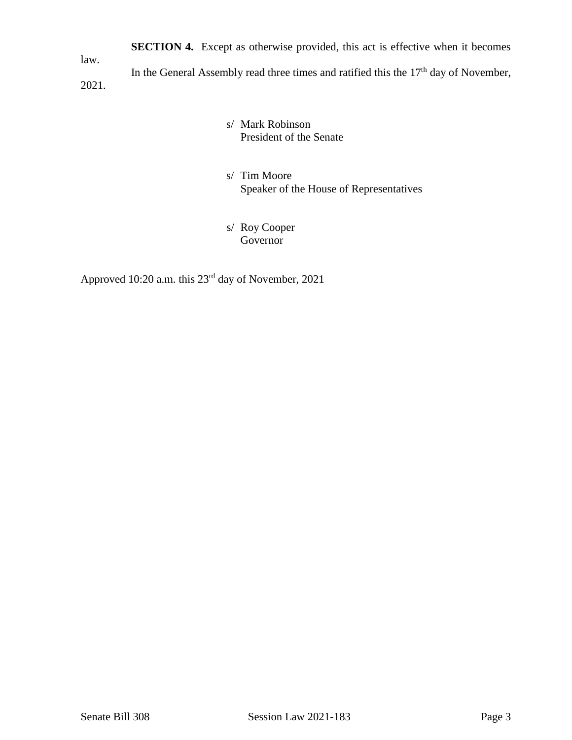**SECTION 4.** Except as otherwise provided, this act is effective when it becomes law.

In the General Assembly read three times and ratified this the 17th day of November, 2021.

s/ Mark Robinson
President of the Senate

s/ Tim Moore
Speaker of the House of Representatives

s/ Roy Cooper
Governor

Approved 10:20 a.m. this 23rd day of November, 2021